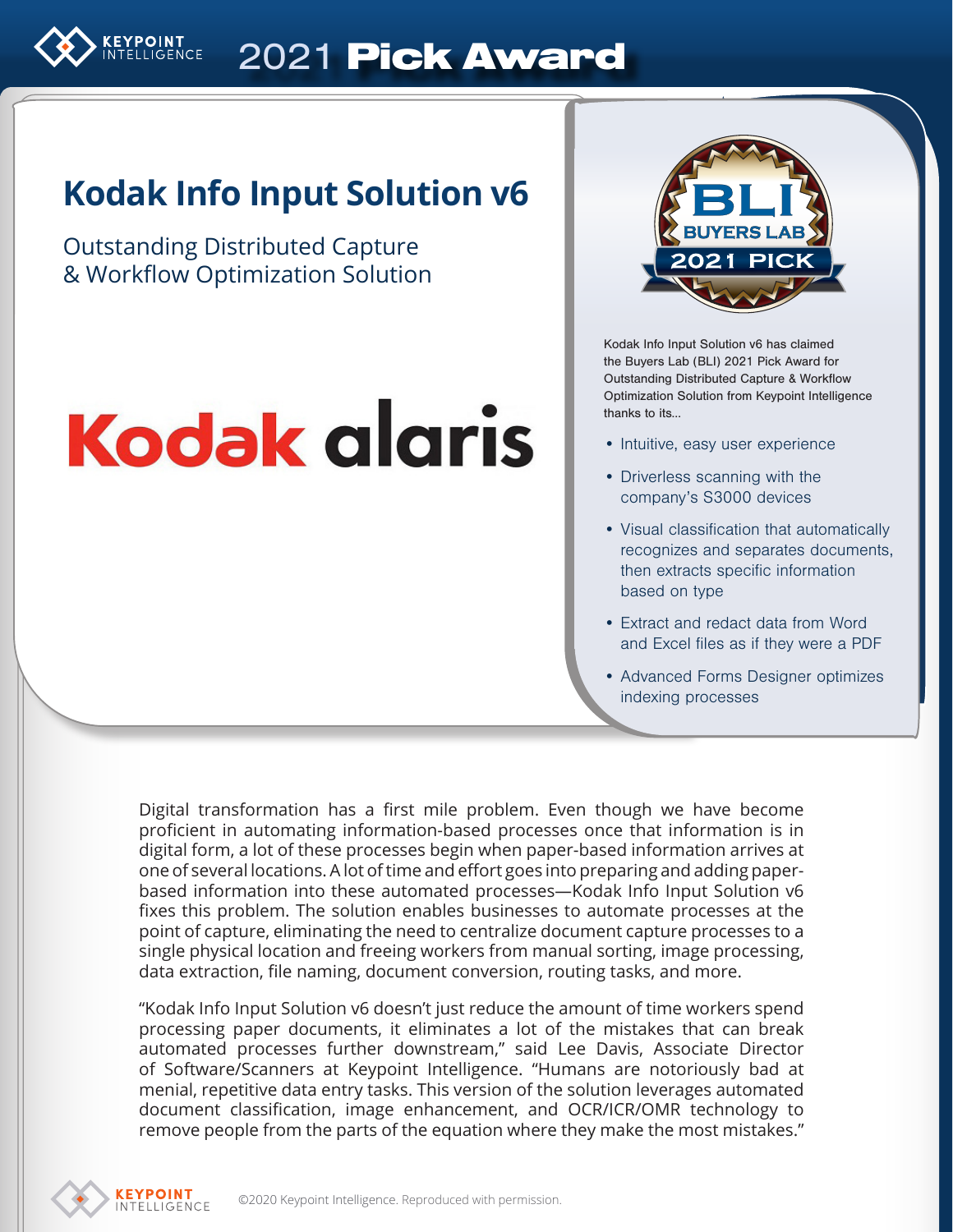# 2021 Pick Award

## Kodak Info Input Solution v6

Outstanding Distributed Capture & Workflow Optimization Solution

Kodak alaris

BLI BUYERS LAB 2021 PICK

Kodak Info Input Solution v6 has claimed the Buyers Lab (BLI) 2021 Pick Award for Outstanding Distributed Capture & Workflow Optimization Solution from Keypoint Intelligence thanks to its...

- Intuitive, easy user experience
- Driverless scanning with the company's S3000 devices
- Visual classification that automatically recognizes and separates documents, then extracts specific information based on type
- Extract and redact data from Word and Excel files as if they were a PDF
- Advanced Forms Designer optimizes indexing processes

Digital transformation has a first mile problem. Even though we have become proficient in automating information-based processes once that information is in digital form, a lot of these processes begin when paper-based information arrives at one of several locations. A lot of time and effort goes into preparing and adding paper-based information into these automated processes—Kodak Info Input Solution v6 fixes this problem. The solution enables businesses to automate processes at the point of capture, eliminating the need to centralize document capture processes to a single physical location and freeing workers from manual sorting, image processing, data extraction, file naming, document conversion, routing tasks, and more.

"Kodak Info Input Solution v6 doesn't just reduce the amount of time workers spend processing paper documents, it eliminates a lot of the mistakes that can break automated processes further downstream," said Lee Davis, Associate Director of Software/Scanners at Keypoint Intelligence. "Humans are notoriously bad at menial, repetitive data entry tasks. This version of the solution leverages automated document classification, image enhancement, and OCR/ICR/OMR technology to remove people from the parts of the equation where they make the most mistakes."

©2020 Keypoint Intelligence. Reproduced with permission.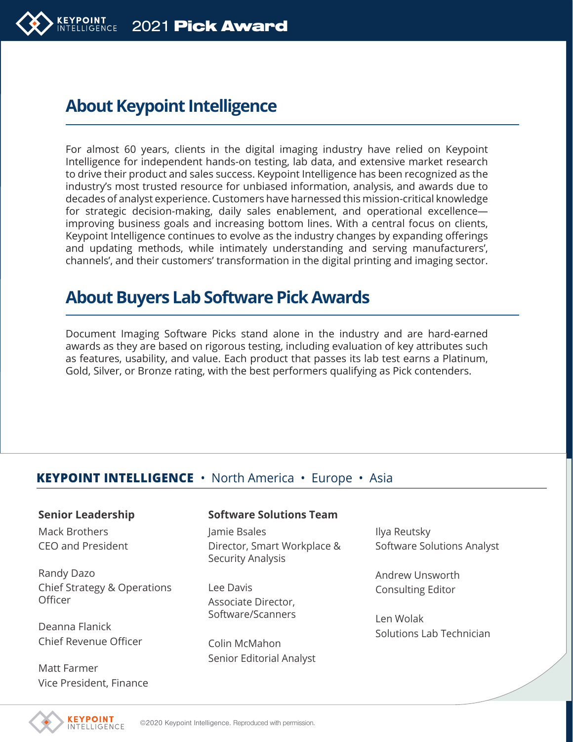## About Keypoint Intelligence

For almost 60 years, clients in the digital imaging industry have relied on Keypoint Intelligence for independent hands-on testing, lab data, and extensive market research to drive their product and sales success. Keypoint Intelligence has been recognized as the industry's most trusted resource for unbiased information, analysis, and awards due to decades of analyst experience. Customers have harnessed this mission-critical knowledge for strategic decision-making, daily sales enablement, and operational excellence—improving business goals and increasing bottom lines. With a central focus on clients, Keypoint Intelligence continues to evolve as the industry changes by expanding offerings and updating methods, while intimately understanding and serving manufacturers', channels', and their customers' transformation in the digital printing and imaging sector.

## About Buyers Lab Software Pick Awards

Document Imaging Software Picks stand alone in the industry and are hard-earned awards as they are based on rigorous testing, including evaluation of key attributes such as features, usability, and value. Each product that passes its lab test earns a Platinum, Gold, Silver, or Bronze rating, with the best performers qualifying as Pick contenders.

**KEYPOINT INTELLIGENCE** • North America • Europe • Asia

**Senior Leadership**

Mack Brothers
CEO and President

Randy Dazo
Chief Strategy & Operations Officer

Deanna Flanick
Chief Revenue Officer

Matt Farmer
Vice President, Finance

**Software Solutions Team**

Jamie Bsales
Director, Smart Workplace & Security Analysis

Lee Davis
Associate Director, Software/Scanners

Colin McMahon
Senior Editorial Analyst

Ilya Reutsky
Software Solutions Analyst

Andrew Unsworth
Consulting Editor

Len Wolak
Solutions Lab Technician

©2020 Keypoint Intelligence. Reproduced with permission.